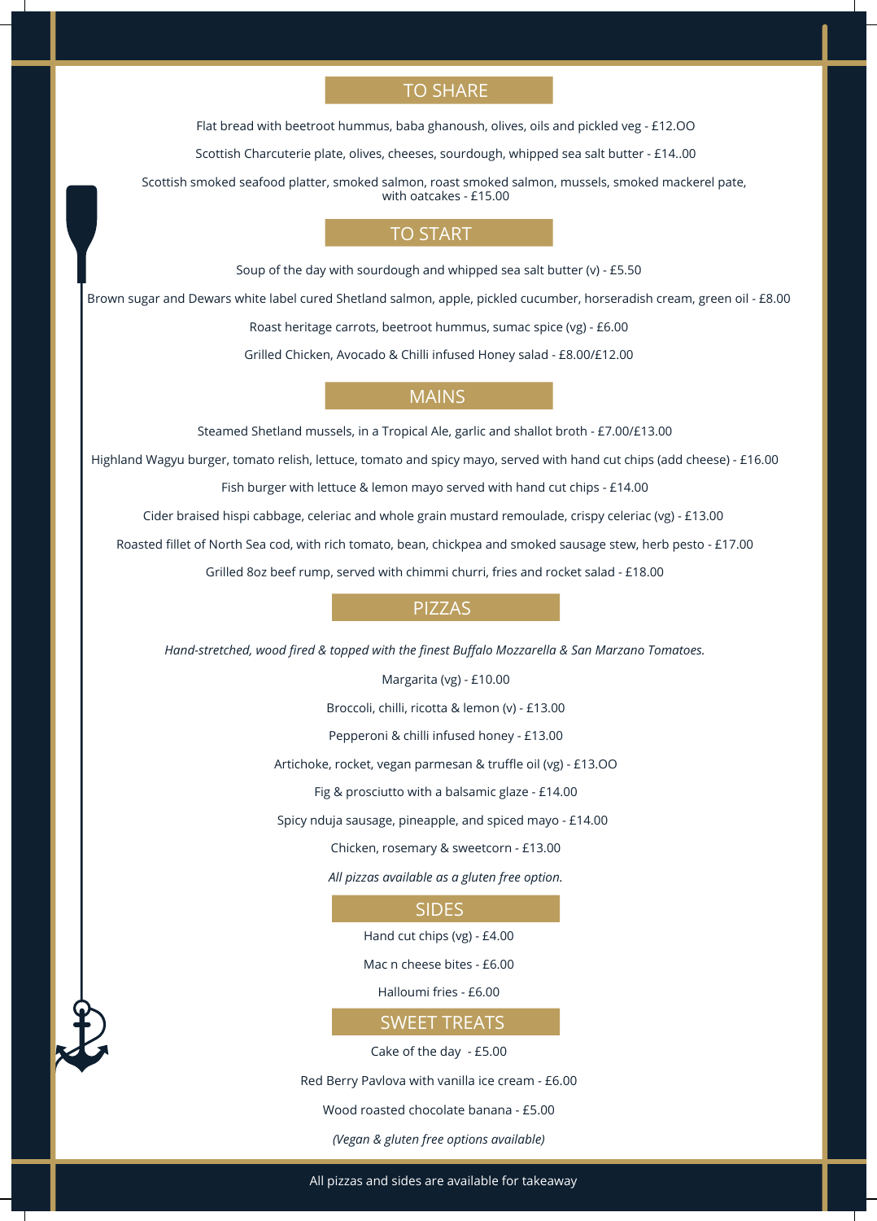## TO SHARE

Flat bread with beetroot hummus, baba ghanoush, olives, oils and pickled veg - £12.OO

Scottish Charcuterie plate, olives, cheeses, sourdough, whipped sea salt butter - £14..00

Scottish smoked seafood platter, smoked salmon, roast smoked salmon, mussels, smoked mackerel pate, with oatcakes - £15.00

## TO START

Soup of the day with sourdough and whipped sea salt butter (v) - £5.50

Brown sugar and Dewars white label cured Shetland salmon, apple, pickled cucumber, horseradish cream, green oil - £8.00

Roast heritage carrots, beetroot hummus, sumac spice (vg) - £6.00

Grilled Chicken, Avocado & Chilli infused Honey salad - £8.00/£12.00

## MAINS

Steamed Shetland mussels, in a Tropical Ale, garlic and shallot broth - £7.00/£13.00

Highland Wagyu burger, tomato relish, lettuce, tomato and spicy mayo, served with hand cut chips (add cheese) - £16.00

Fish burger with lettuce & lemon mayo served with hand cut chips - £14.00

Cider braised hispi cabbage, celeriac and whole grain mustard remoulade, crispy celeriac (vg) - £13.00

Roasted fillet of North Sea cod, with rich tomato, bean, chickpea and smoked sausage stew, herb pesto - £17.00

Grilled 8oz beef rump, served with chimmi churri, fries and rocket salad - £18.00

## PIZZAS

*Hand-stretched, wood fired & topped with the finest Buffalo Mozzarella & San Marzano Tomatoes.*

Margarita (vg) - £10.00

Broccoli, chilli, ricotta & lemon (v) - £13.00

Pepperoni & chilli infused honey - £13.00

Artichoke, rocket, vegan parmesan & truffle oil (vg) - £13.OO

Fig & prosciutto with a balsamic glaze - £14.00

Spicy nduja sausage, pineapple, and spiced mayo - £14.00

Chicken, rosemary & sweetcorn - £13.00

*All pizzas available as a gluten free option.*

## SIDES

Hand cut chips (vg) - £4.00

Mac n cheese bites - £6.00

Halloumi fries - £6.00

## SWEET TREATS

Cake of the day - £5.00

Red Berry Pavlova with vanilla ice cream - £6.00

Wood roasted chocolate banana - £5.00

*(Vegan & gluten free options available)*

All pizzas and sides are available for takeaway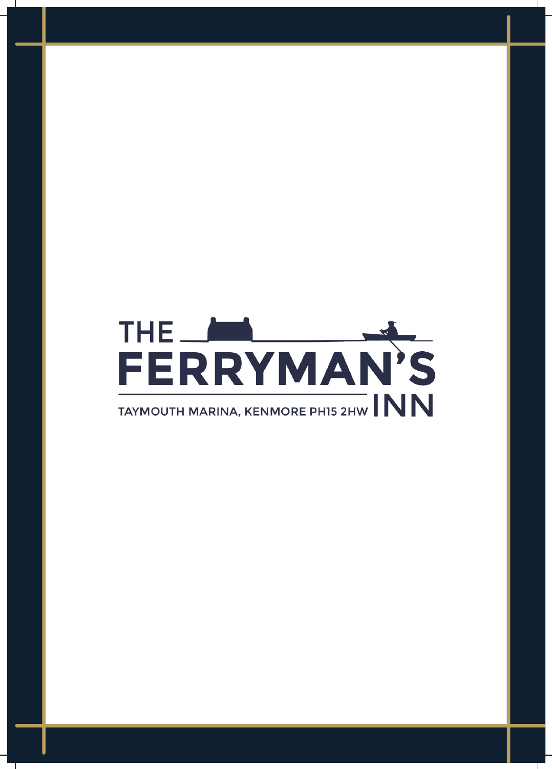# THE FERRYMAN'S INN

TAYMOUTH MARINA, KENMORE PH15 2HW